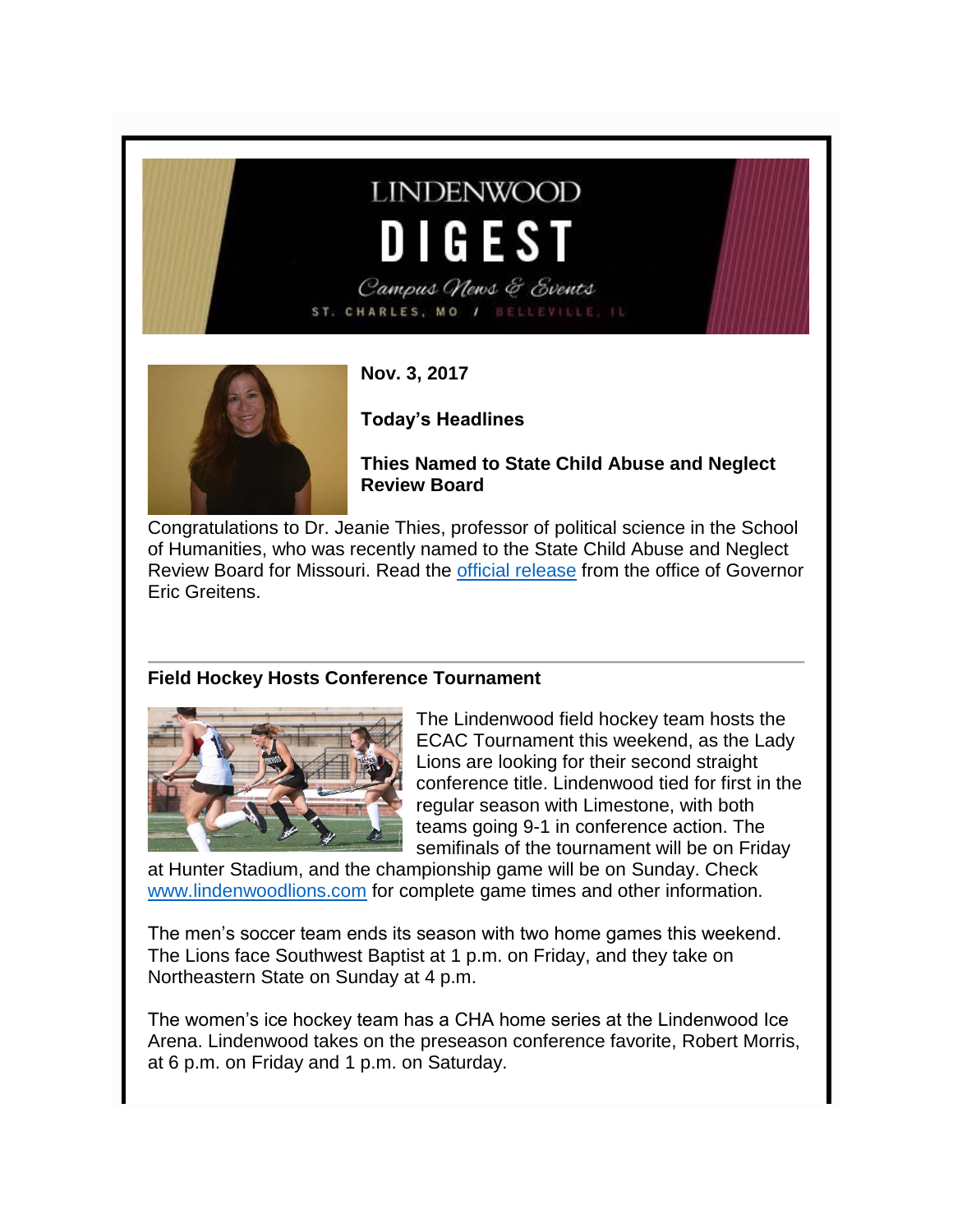# LINDENWOOD DIGEST

*Campus News & Events*

ST. CHARLES, MO / BELLEVILLE, IL

**Nov. 3, 2017**

**Today's Headlines**

## Thies Named to State Child Abuse and Neglect Review Board

Congratulations to Dr. Jeanie Thies, professor of political science in the School of Humanities, who was recently named to the State Child Abuse and Neglect Review Board for Missouri. Read the official release from the office of Governor Eric Greitens.

---

## Field Hockey Hosts Conference Tournament

The Lindenwood field hockey team hosts the ECAC Tournament this weekend, as the Lady Lions are looking for their second straight conference title. Lindenwood tied for first in the regular season with Limestone, with both teams going 9-1 in conference action. The semifinals of the tournament will be on Friday at Hunter Stadium, and the championship game will be on Sunday. Check www.lindenwoodlions.com for complete game times and other information.

The men's soccer team ends its season with two home games this weekend. The Lions face Southwest Baptist at 1 p.m. on Friday, and they take on Northeastern State on Sunday at 4 p.m.

The women's ice hockey team has a CHA home series at the Lindenwood Ice Arena. Lindenwood takes on the preseason conference favorite, Robert Morris, at 6 p.m. on Friday and 1 p.m. on Saturday.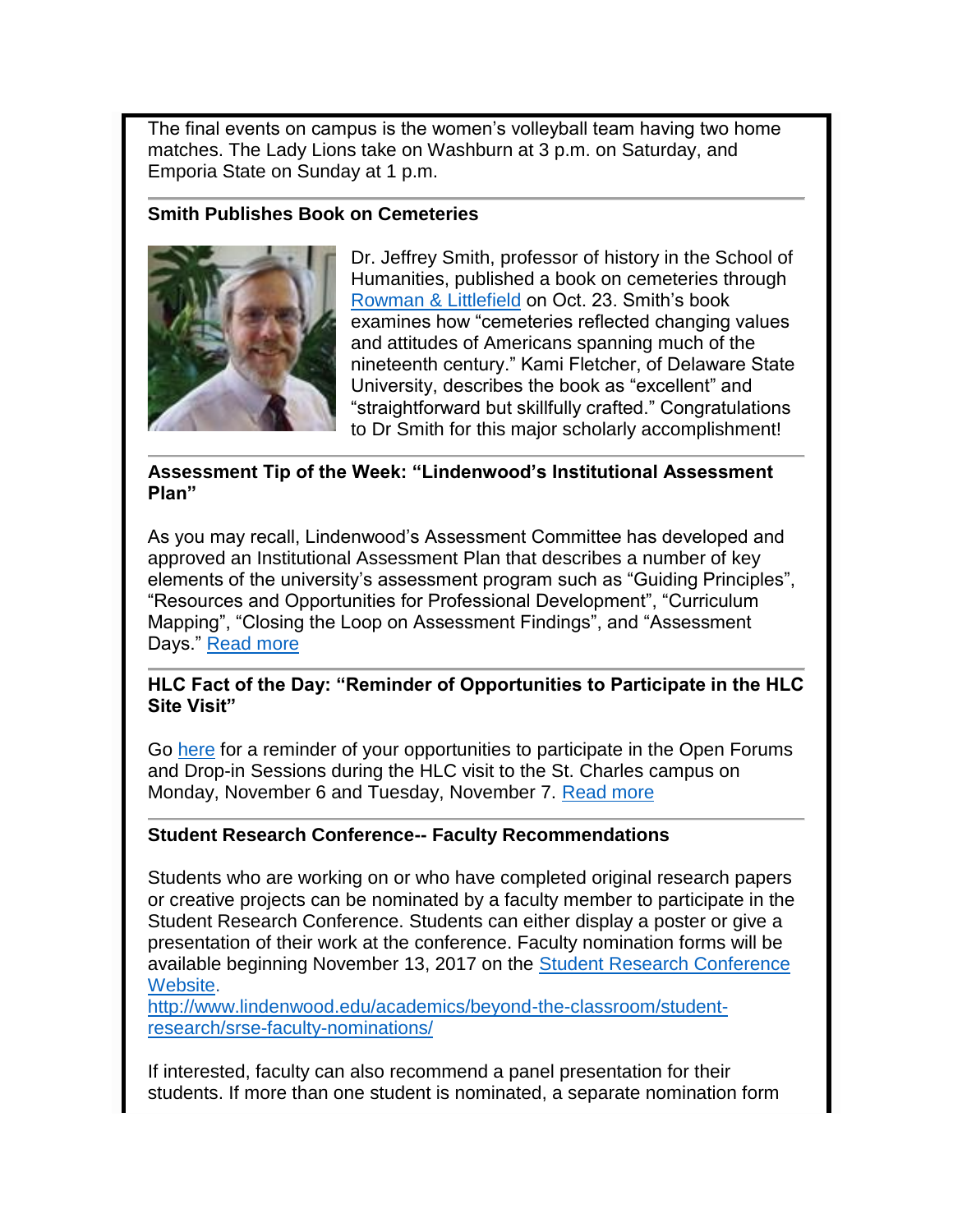The final events on campus is the women's volleyball team having two home matches. The Lady Lions take on Washburn at 3 p.m. on Saturday, and Emporia State on Sunday at 1 p.m.

---

**Smith Publishes Book on Cemeteries**

Dr. Jeffrey Smith, professor of history in the School of Humanities, published a book on cemeteries through [Rowman & Littlefield]() on Oct. 23. Smith's book examines how "cemeteries reflected changing values and attitudes of Americans spanning much of the nineteenth century." Kami Fletcher, of Delaware State University, describes the book as "excellent" and "straightforward but skillfully crafted." Congratulations to Dr Smith for this major scholarly accomplishment!

---

**Assessment Tip of the Week: "Lindenwood's Institutional Assessment Plan"**

As you may recall, Lindenwood's Assessment Committee has developed and approved an Institutional Assessment Plan that describes a number of key elements of the university's assessment program such as "Guiding Principles", "Resources and Opportunities for Professional Development", "Curriculum Mapping", "Closing the Loop on Assessment Findings", and "Assessment Days." [Read more]()

---

**HLC Fact of the Day: "Reminder of Opportunities to Participate in the HLC Site Visit"**

Go [here]() for a reminder of your opportunities to participate in the Open Forums and Drop-in Sessions during the HLC visit to the St. Charles campus on Monday, November 6 and Tuesday, November 7. [Read more]()

---

**Student Research Conference-- Faculty Recommendations**

Students who are working on or who have completed original research papers or creative projects can be nominated by a faculty member to participate in the Student Research Conference. Students can either display a poster or give a presentation of their work at the conference. Faculty nomination forms will be available beginning November 13, 2017 on the [Student Research Conference Website]().
http://www.lindenwood.edu/academics/beyond-the-classroom/student-research/srse-faculty-nominations/

If interested, faculty can also recommend a panel presentation for their students. If more than one student is nominated, a separate nomination form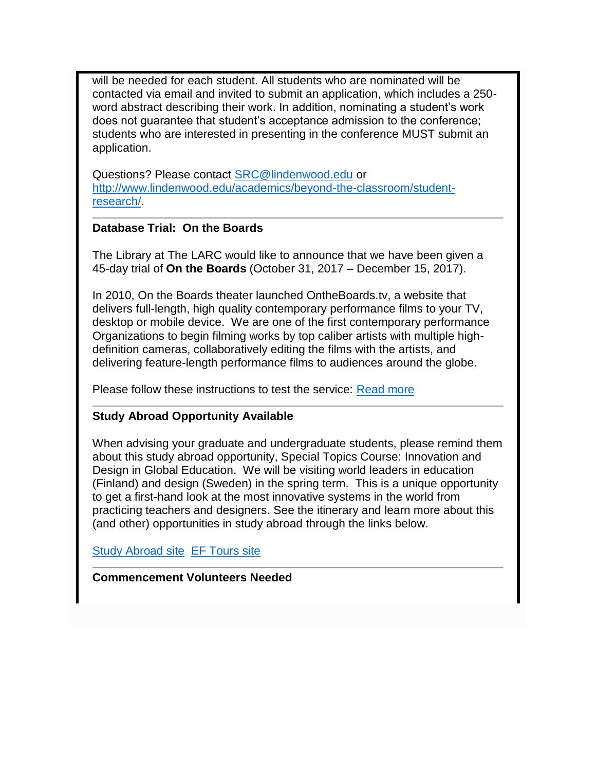will be needed for each student. All students who are nominated will be contacted via email and invited to submit an application, which includes a 250-word abstract describing their work. In addition, nominating a student's work does not guarantee that student's acceptance admission to the conference; students who are interested in presenting in the conference MUST submit an application.

Questions? Please contact [SRC@lindenwood.edu](mailto:SRC@lindenwood.edu) or [http://www.lindenwood.edu/academics/beyond-the-classroom/student-research/](http://www.lindenwood.edu/academics/beyond-the-classroom/student-research/).

---

**Database Trial: On the Boards**

The Library at The LARC would like to announce that we have been given a 45-day trial of **On the Boards** (October 31, 2017 – December 15, 2017).

In 2010, On the Boards theater launched OntheBoards.tv, a website that delivers full-length, high quality contemporary performance films to your TV, desktop or mobile device. We are one of the first contemporary performance Organizations to begin filming works by top caliber artists with multiple high-definition cameras, collaboratively editing the films with the artists, and delivering feature-length performance films to audiences around the globe.

Please follow these instructions to test the service: [Read more]

---

**Study Abroad Opportunity Available**

When advising your graduate and undergraduate students, please remind them about this study abroad opportunity, Special Topics Course: Innovation and Design in Global Education. We will be visiting world leaders in education (Finland) and design (Sweden) in the spring term. This is a unique opportunity to get a first-hand look at the most innovative systems in the world from practicing teachers and designers. See the itinerary and learn more about this (and other) opportunities in study abroad through the links below.

[Study Abroad site] [EF Tours site]

---

**Commencement Volunteers Needed**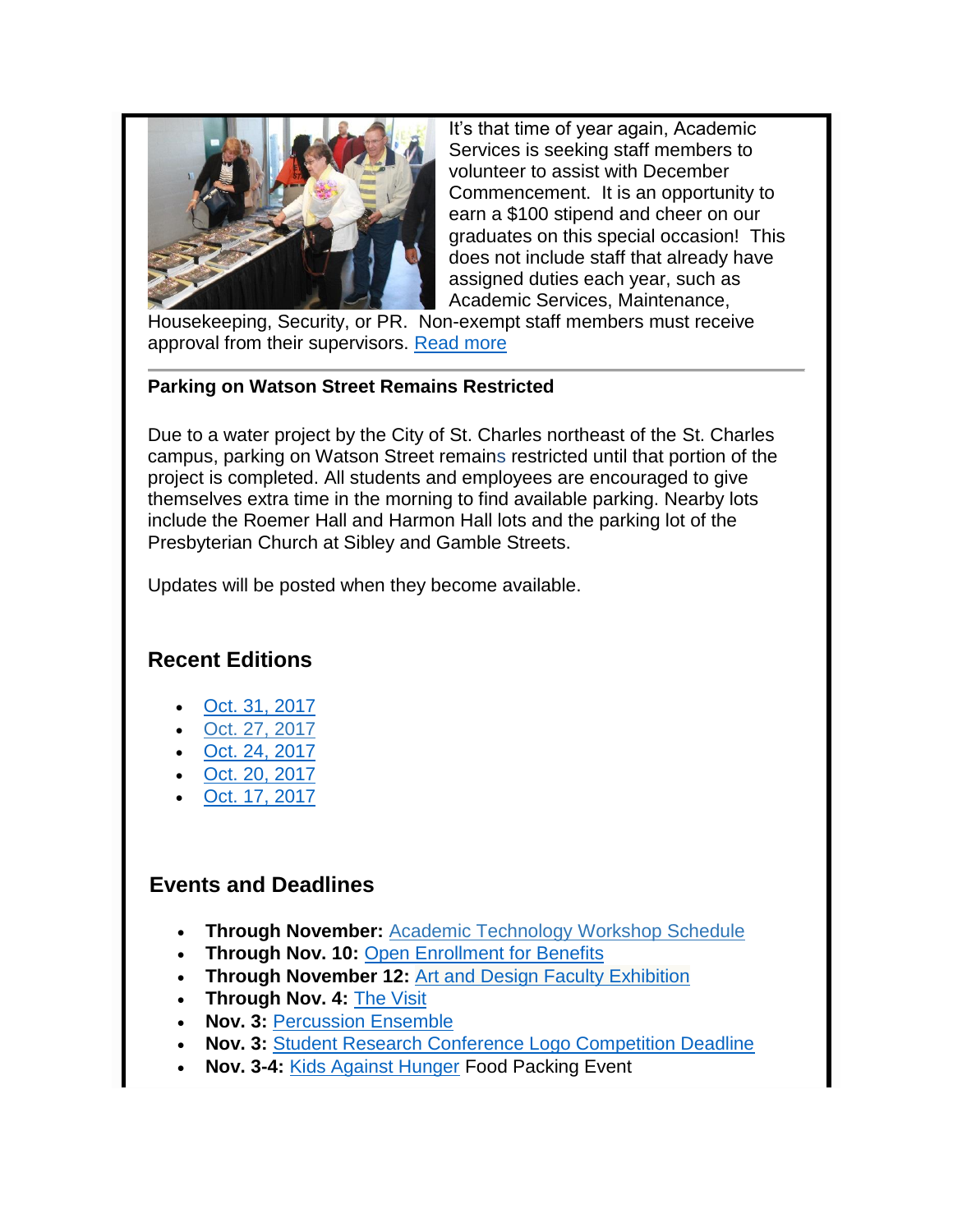It's that time of year again, Academic Services is seeking staff members to volunteer to assist with December Commencement. It is an opportunity to earn a $100 stipend and cheer on our graduates on this special occasion! This does not include staff that already have assigned duties each year, such as Academic Services, Maintenance, Housekeeping, Security, or PR. Non-exempt staff members must receive approval from their supervisors. Read more

---

**Parking on Watson Street Remains Restricted**

Due to a water project by the City of St. Charles northeast of the St. Charles campus, parking on Watson Street remains restricted until that portion of the project is completed. All students and employees are encouraged to give themselves extra time in the morning to find available parking. Nearby lots include the Roemer Hall and Harmon Hall lots and the parking lot of the Presbyterian Church at Sibley and Gamble Streets.

Updates will be posted when they become available.

## Recent Editions

- Oct. 31, 2017
- Oct. 27, 2017
- Oct. 24, 2017
- Oct. 20, 2017
- Oct. 17, 2017

## Events and Deadlines

- **Through November:** Academic Technology Workshop Schedule
- **Through Nov. 10:** Open Enrollment for Benefits
- **Through November 12:** Art and Design Faculty Exhibition
- **Through Nov. 4:** The Visit
- **Nov. 3:** Percussion Ensemble
- **Nov. 3:** Student Research Conference Logo Competition Deadline
- **Nov. 3-4:** Kids Against Hunger Food Packing Event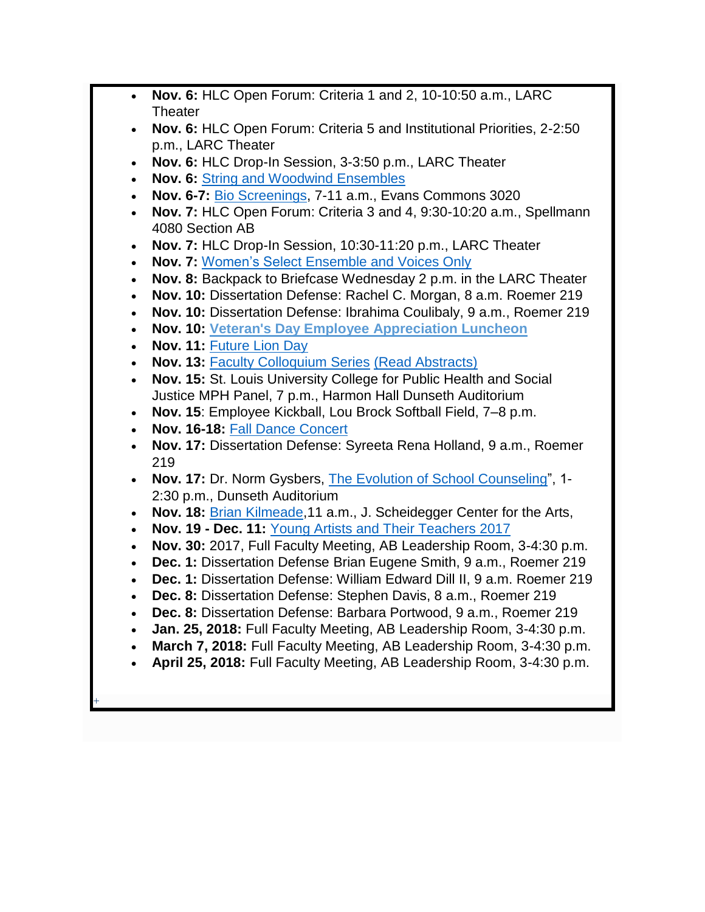- **Nov. 6:** HLC Open Forum: Criteria 1 and 2, 10-10:50 a.m., LARC Theater
- **Nov. 6:** HLC Open Forum: Criteria 5 and Institutional Priorities, 2-2:50 p.m., LARC Theater
- **Nov. 6:** HLC Drop-In Session, 3-3:50 p.m., LARC Theater
- **Nov. 6:** String and Woodwind Ensembles
- **Nov. 6-7:** Bio Screenings, 7-11 a.m., Evans Commons 3020
- **Nov. 7:** HLC Open Forum: Criteria 3 and 4, 9:30-10:20 a.m., Spellmann 4080 Section AB
- **Nov. 7:** HLC Drop-In Session, 10:30-11:20 p.m., LARC Theater
- **Nov. 7:** Women's Select Ensemble and Voices Only
- **Nov. 8:** Backpack to Briefcase Wednesday 2 p.m. in the LARC Theater
- **Nov. 10:** Dissertation Defense: Rachel C. Morgan, 8 a.m. Roemer 219
- **Nov. 10:** Dissertation Defense: Ibrahima Coulibaly, 9 a.m., Roemer 219
- **Nov. 10:** **Veteran's Day Employee Appreciation Luncheon**
- **Nov. 11:** Future Lion Day
- **Nov. 13:** Faculty Colloquium Series (Read Abstracts)
- **Nov. 15:** St. Louis University College for Public Health and Social Justice MPH Panel, 7 p.m., Harmon Hall Dunseth Auditorium
- **Nov. 15**: Employee Kickball, Lou Brock Softball Field, 7–8 p.m.
- **Nov. 16-18:** Fall Dance Concert
- **Nov. 17:** Dissertation Defense: Syreeta Rena Holland, 9 a.m., Roemer 219
- **Nov. 17:** Dr. Norm Gysbers, The Evolution of School Counseling", 1-2:30 p.m., Dunseth Auditorium
- **Nov. 18:** Brian Kilmeade,11 a.m., J. Scheidegger Center for the Arts,
- **Nov. 19 - Dec. 11:** Young Artists and Their Teachers 2017
- **Nov. 30:** 2017, Full Faculty Meeting, AB Leadership Room, 3-4:30 p.m.
- **Dec. 1:** Dissertation Defense Brian Eugene Smith, 9 a.m., Roemer 219
- **Dec. 1:** Dissertation Defense: William Edward Dill II, 9 a.m. Roemer 219
- **Dec. 8:** Dissertation Defense: Stephen Davis, 8 a.m., Roemer 219
- **Dec. 8:** Dissertation Defense: Barbara Portwood, 9 a.m., Roemer 219
- **Jan. 25, 2018:** Full Faculty Meeting, AB Leadership Room, 3-4:30 p.m.
- **March 7, 2018:** Full Faculty Meeting, AB Leadership Room, 3-4:30 p.m.
- **April 25, 2018:** Full Faculty Meeting, AB Leadership Room, 3-4:30 p.m.